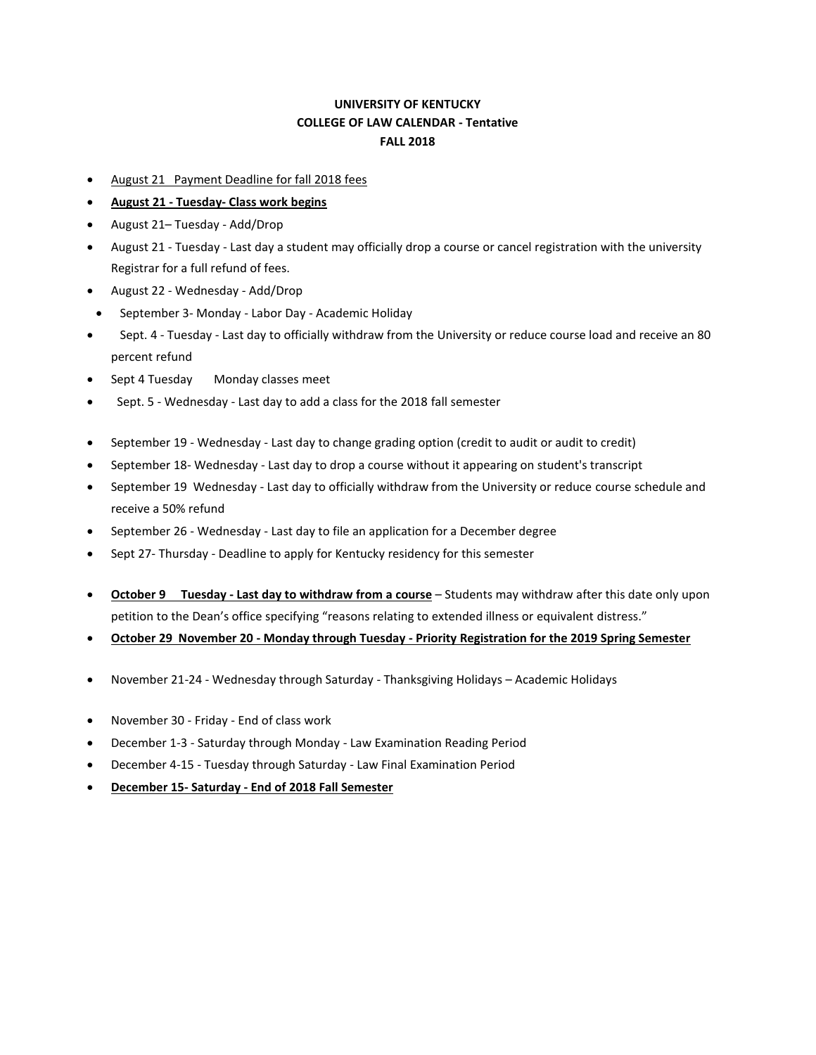**UNIVERSITY OF KENTUCKY**
**COLLEGE OF LAW CALENDAR - Tentative**
**FALL 2018**

- August 21 Payment Deadline for fall 2018 fees
- **August 21 - Tuesday- Class work begins**
- August 21– Tuesday - Add/Drop
- August 21 - Tuesday - Last day a student may officially drop a course or cancel registration with the university Registrar for a full refund of fees.
- August 22 - Wednesday - Add/Drop
- September 3- Monday - Labor Day - Academic Holiday
- Sept. 4 - Tuesday - Last day to officially withdraw from the University or reduce course load and receive an 80 percent refund
- Sept 4 Tuesday Monday classes meet
- Sept. 5 - Wednesday - Last day to add a class for the 2018 fall semester

- September 19 - Wednesday - Last day to change grading option (credit to audit or audit to credit)
- September 18- Wednesday - Last day to drop a course without it appearing on student's transcript
- September 19 Wednesday - Last day to officially withdraw from the University or reduce course schedule and receive a 50% refund
- September 26 - Wednesday - Last day to file an application for a December degree
- Sept 27- Thursday - Deadline to apply for Kentucky residency for this semester

- **October 9 Tuesday - Last day to withdraw from a course** – Students may withdraw after this date only upon petition to the Dean's office specifying "reasons relating to extended illness or equivalent distress."
- **October 29 November 20 - Monday through Tuesday - Priority Registration for the 2019 Spring Semester**

- November 21-24 - Wednesday through Saturday - Thanksgiving Holidays – Academic Holidays

- November 30 - Friday - End of class work
- December 1-3 - Saturday through Monday - Law Examination Reading Period
- December 4-15 - Tuesday through Saturday - Law Final Examination Period
- **December 15- Saturday - End of 2018 Fall Semester**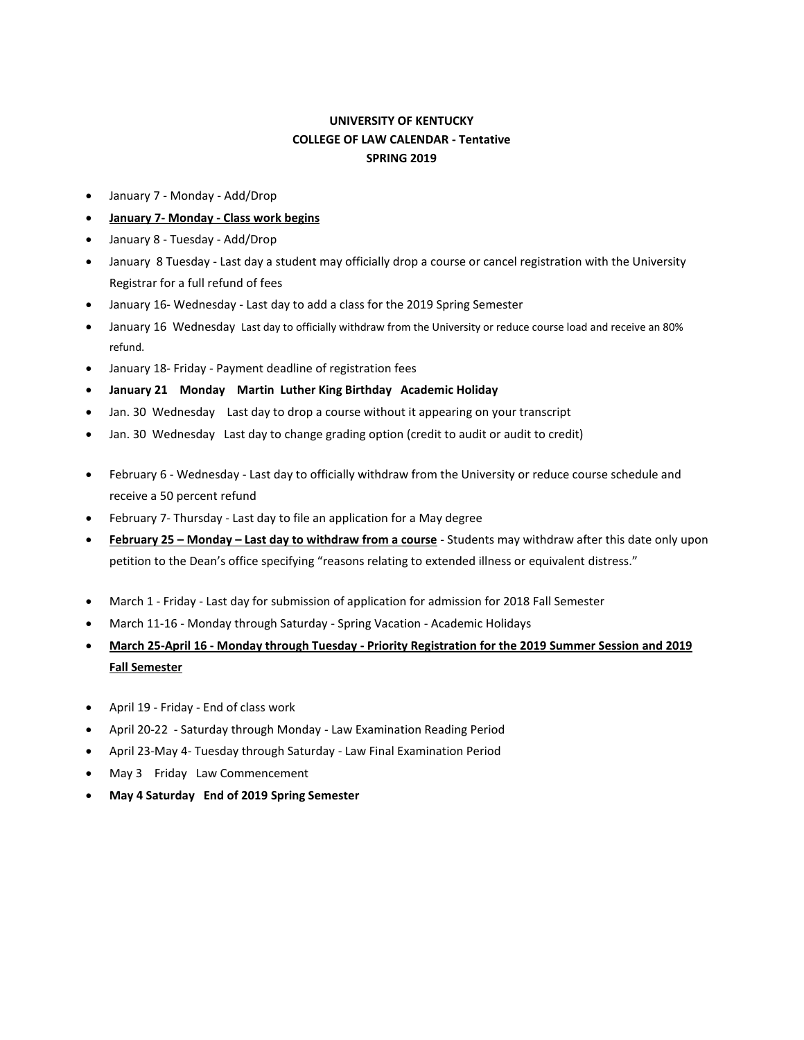**UNIVERSITY OF KENTUCKY**
**COLLEGE OF LAW CALENDAR - Tentative**
**SPRING 2019**

- January 7 - Monday - Add/Drop
- **January 7- Monday - Class work begins**
- January 8 - Tuesday - Add/Drop
- January 8 Tuesday - Last day a student may officially drop a course or cancel registration with the University Registrar for a full refund of fees
- January 16- Wednesday - Last day to add a class for the 2019 Spring Semester
- January 16 Wednesday Last day to officially withdraw from the University or reduce course load and receive an 80% refund.
- January 18- Friday - Payment deadline of registration fees
- **January 21 Monday Martin Luther King Birthday Academic Holiday**
- Jan. 30 Wednesday Last day to drop a course without it appearing on your transcript
- Jan. 30 Wednesday Last day to change grading option (credit to audit or audit to credit)
- February 6 - Wednesday - Last day to officially withdraw from the University or reduce course schedule and receive a 50 percent refund
- February 7- Thursday - Last day to file an application for a May degree
- **February 25 – Monday – Last day to withdraw from a course** - Students may withdraw after this date only upon petition to the Dean's office specifying "reasons relating to extended illness or equivalent distress."
- March 1 - Friday - Last day for submission of application for admission for 2018 Fall Semester
- March 11-16 - Monday through Saturday - Spring Vacation - Academic Holidays
- **March 25-April 16 - Monday through Tuesday - Priority Registration for the 2019 Summer Session and 2019 Fall Semester**
- April 19 - Friday - End of class work
- April 20-22 - Saturday through Monday - Law Examination Reading Period
- April 23-May 4- Tuesday through Saturday - Law Final Examination Period
- May 3 Friday Law Commencement
- **May 4 Saturday End of 2019 Spring Semester**